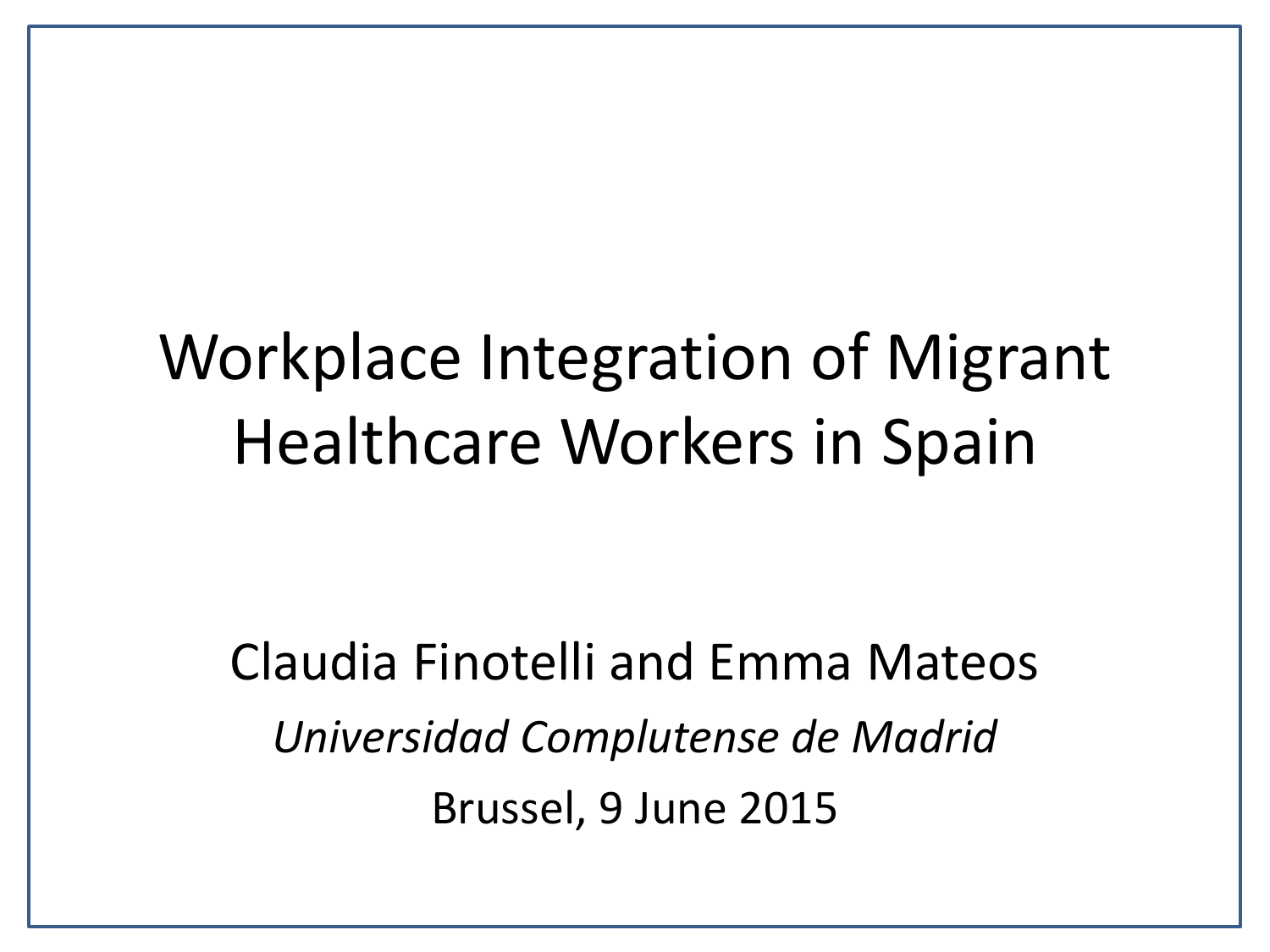# Workplace Integration of Migrant Healthcare Workers in Spain

Claudia Finotelli and Emma Mateos

*Universidad Complutense de Madrid*

Brussel, 9 June 2015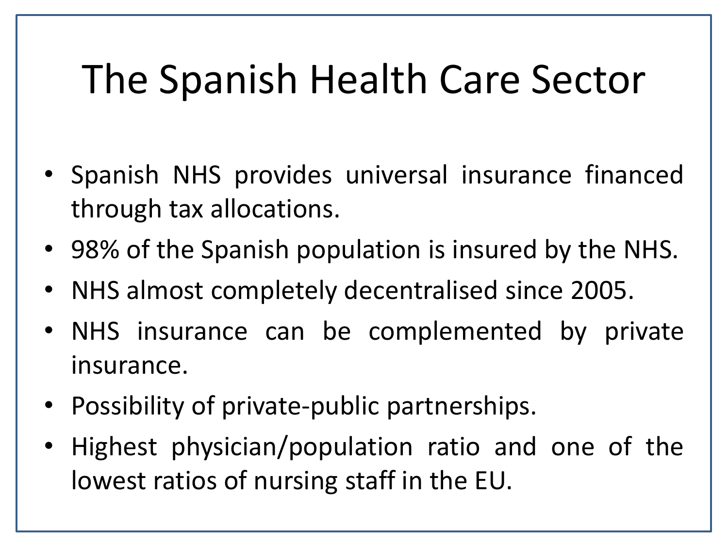# The Spanish Health Care Sector

- Spanish NHS provides universal insurance financed through tax allocations.
- 98% of the Spanish population is insured by the NHS.
- NHS almost completely decentralised since 2005.
- NHS insurance can be complemented by private insurance.
- Possibility of private-public partnerships.
- Highest physician/population ratio and one of the lowest ratios of nursing staff in the EU.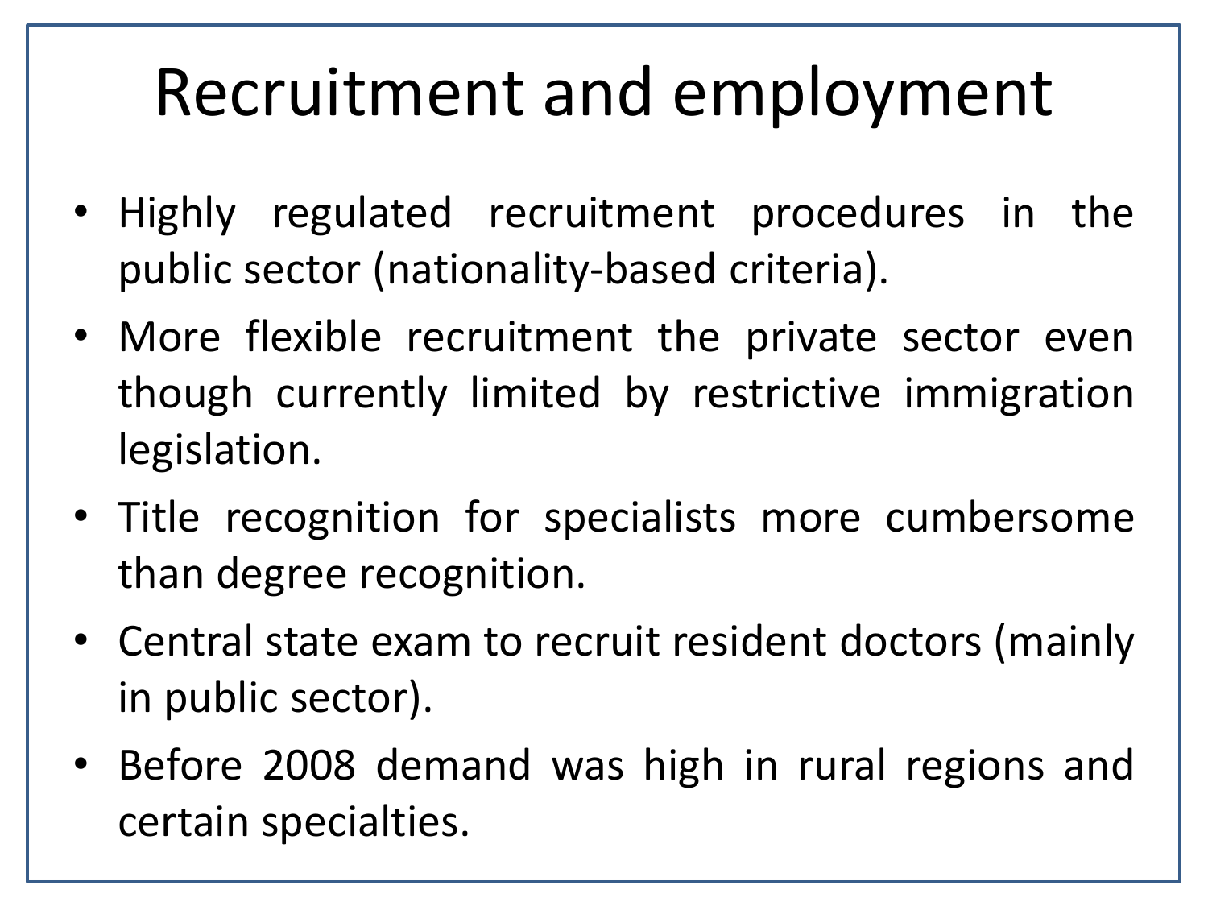# Recruitment and employment

- Highly regulated recruitment procedures in the public sector (nationality-based criteria).
- More flexible recruitment the private sector even though currently limited by restrictive immigration legislation.
- Title recognition for specialists more cumbersome than degree recognition.
- Central state exam to recruit resident doctors (mainly in public sector).
- Before 2008 demand was high in rural regions and certain specialties.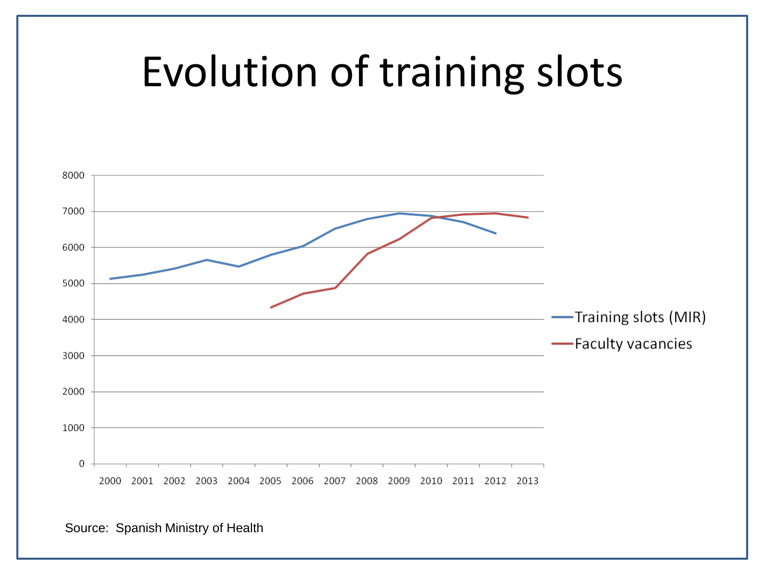# Evolution of training slots

Source: Spanish Ministry of Health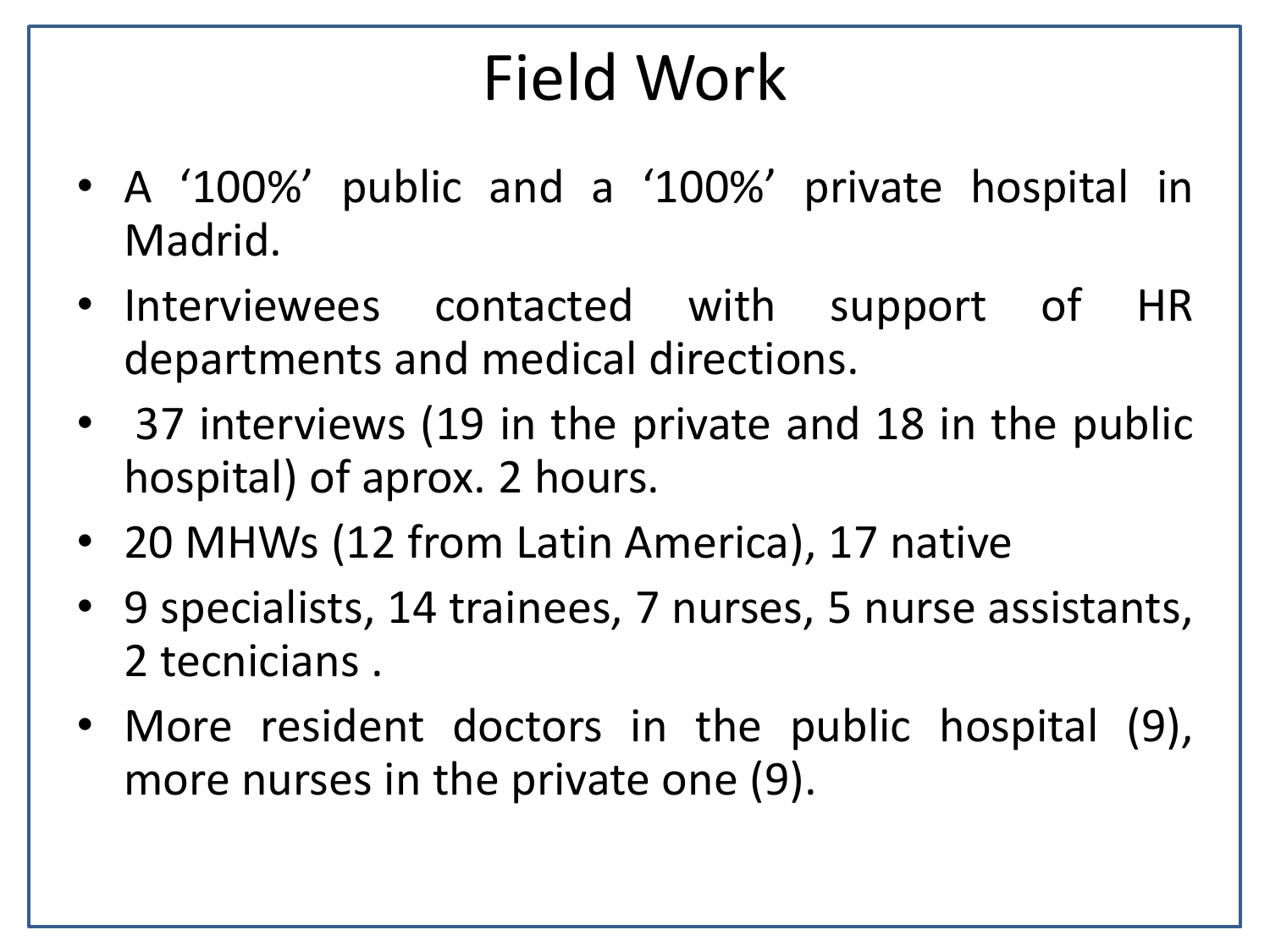# Field Work

- A '100%' public and a '100%' private hospital in Madrid.
- Interviewees contacted with support of HR departments and medical directions.
- 37 interviews (19 in the private and 18 in the public hospital) of aprox. 2 hours.
- 20 MHWs (12 from Latin America), 17 native
- 9 specialists, 14 trainees, 7 nurses, 5 nurse assistants, 2 tecnicians .
- More resident doctors in the public hospital (9), more nurses in the private one (9).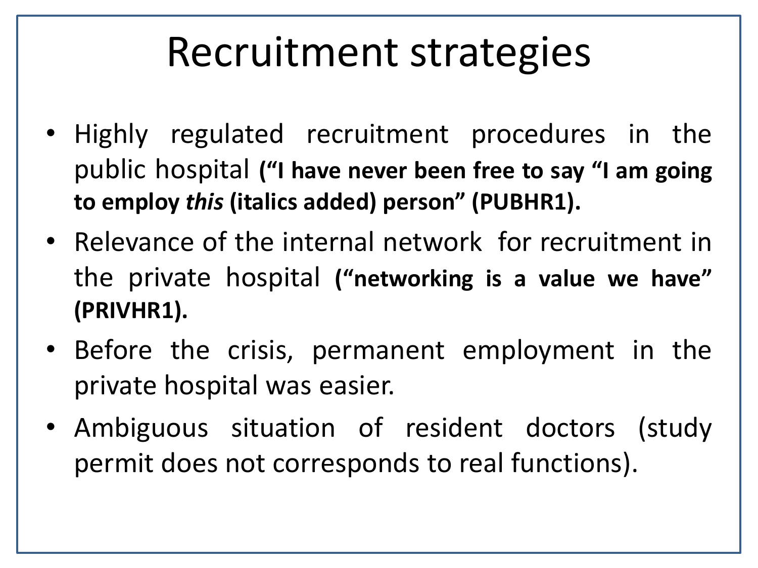# Recruitment strategies

- Highly regulated recruitment procedures in the public hospital **("I have never been free to say "I am going to employ *this* (italics added) person" (PUBHR1).**
- Relevance of the internal network for recruitment in the private hospital **("networking is a value we have" (PRIVHR1).**
- Before the crisis, permanent employment in the private hospital was easier.
- Ambiguous situation of resident doctors (study permit does not corresponds to real functions).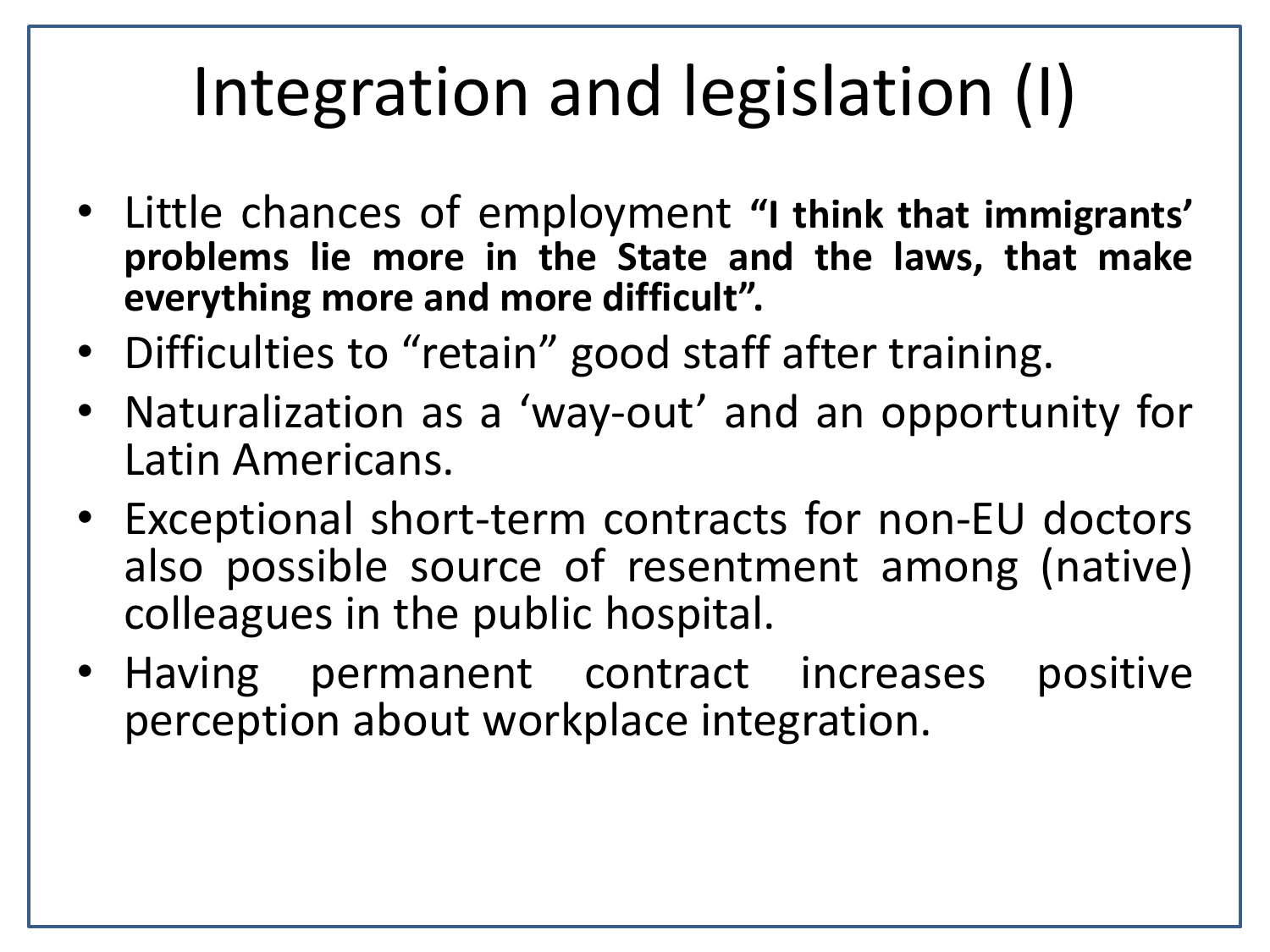# Integration and legislation (I)

- Little chances of employment **"I think that immigrants' problems lie more in the State and the laws, that make everything more and more difficult".**
- Difficulties to "retain" good staff after training.
- Naturalization as a 'way-out' and an opportunity for Latin Americans.
- Exceptional short-term contracts for non-EU doctors also possible source of resentment among (native) colleagues in the public hospital.
- Having permanent contract increases positive perception about workplace integration.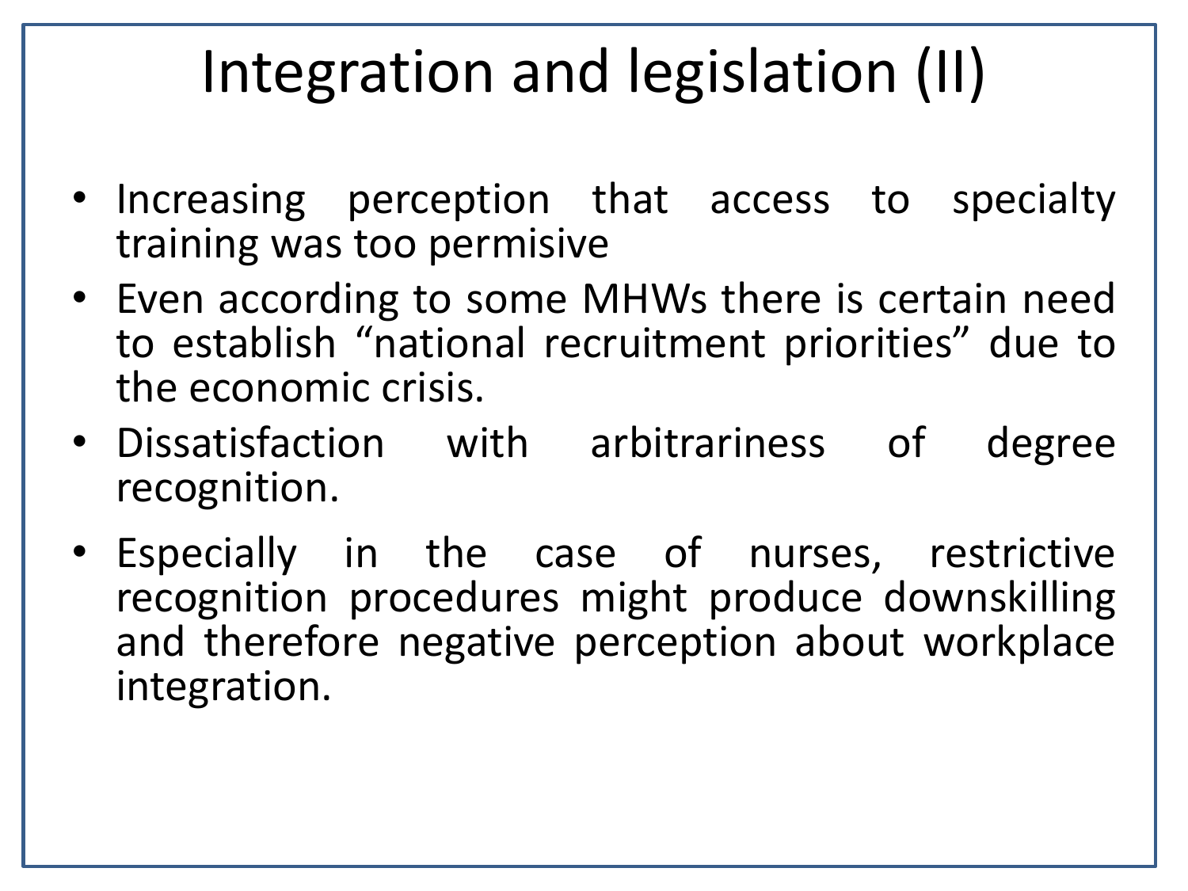# Integration and legislation (II)

- Increasing perception that access to specialty training was too permisive
- Even according to some MHWs there is certain need to establish “national recruitment priorities” due to the economic crisis.
- Dissatisfaction with arbitrariness of degree recognition.
- Especially in the case of nurses, restrictive recognition procedures might produce downskilling and therefore negative perception about workplace integration.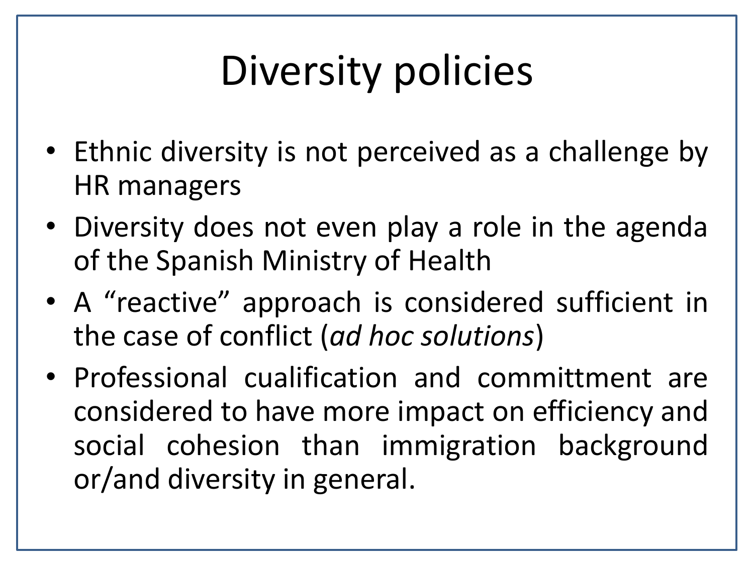# Diversity policies

- Ethnic diversity is not perceived as a challenge by HR managers
- Diversity does not even play a role in the agenda of the Spanish Ministry of Health
- A “reactive” approach is considered sufficient in the case of conflict (*ad hoc solutions*)
- Professional cualification and committment are considered to have more impact on efficiency and social cohesion than immigration background or/and diversity in general.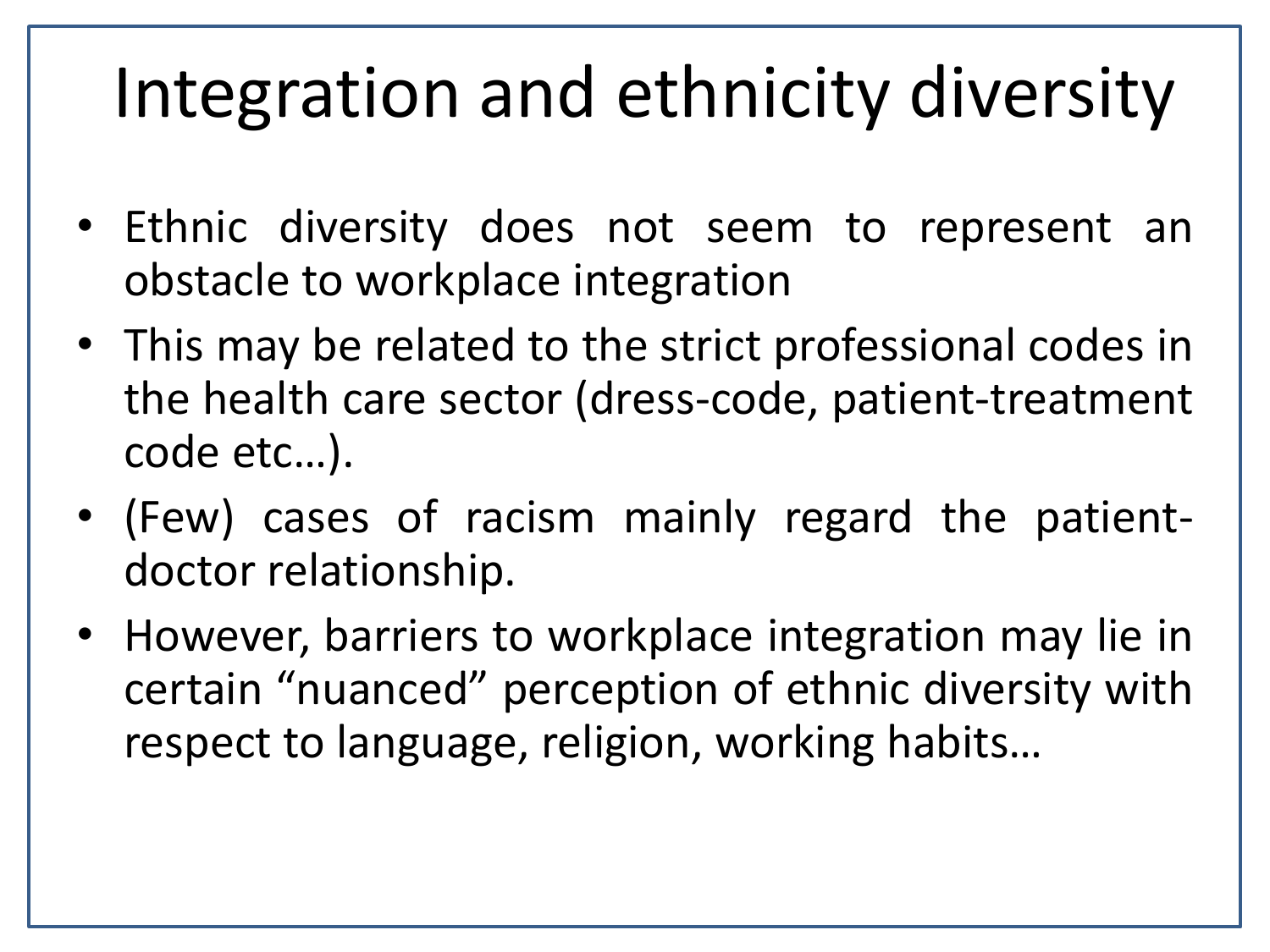# Integration and ethnicity diversity

- Ethnic diversity does not seem to represent an obstacle to workplace integration
- This may be related to the strict professional codes in the health care sector (dress-code, patient-treatment code etc…).
- (Few) cases of racism mainly regard the patient-doctor relationship.
- However, barriers to workplace integration may lie in certain “nuanced” perception of ethnic diversity with respect to language, religion, working habits…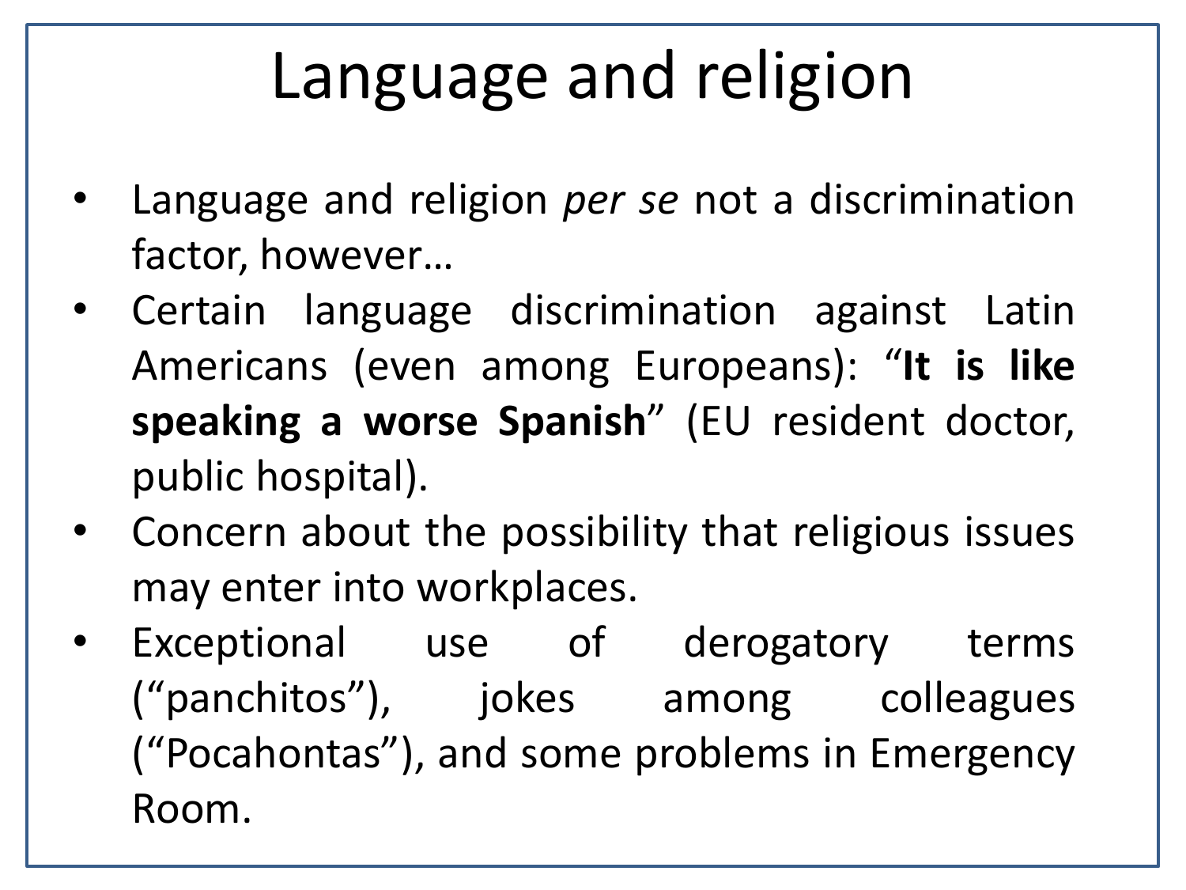# Language and religion

- Language and religion *per se* not a discrimination factor, however…
- Certain language discrimination against Latin Americans (even among Europeans): "**It is like speaking a worse Spanish**" (EU resident doctor, public hospital).
- Concern about the possibility that religious issues may enter into workplaces.
- Exceptional use of derogatory terms ("panchitos"), jokes among colleagues ("Pocahontas"), and some problems in Emergency Room.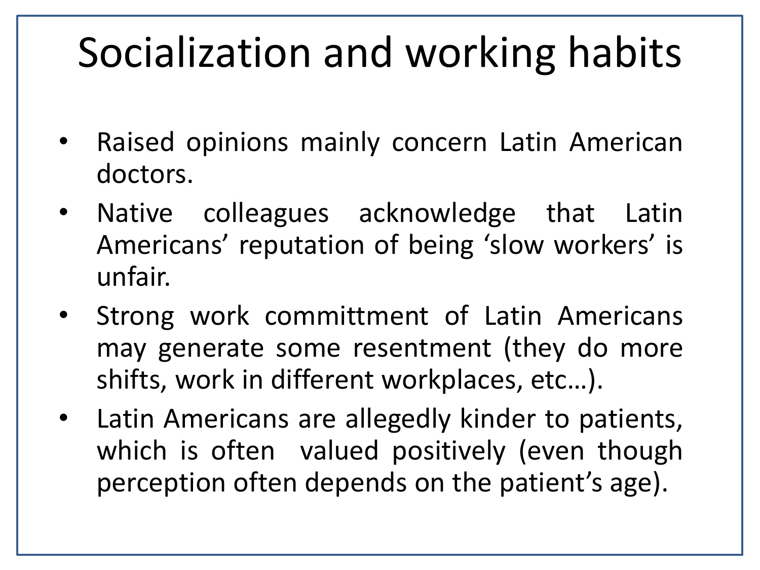# Socialization and working habits

- Raised opinions mainly concern Latin American doctors.
- Native colleagues acknowledge that Latin Americans' reputation of being 'slow workers' is unfair.
- Strong work committment of Latin Americans may generate some resentment (they do more shifts, work in different workplaces, etc…).
- Latin Americans are allegedly kinder to patients, which is often valued positively (even though perception often depends on the patient's age).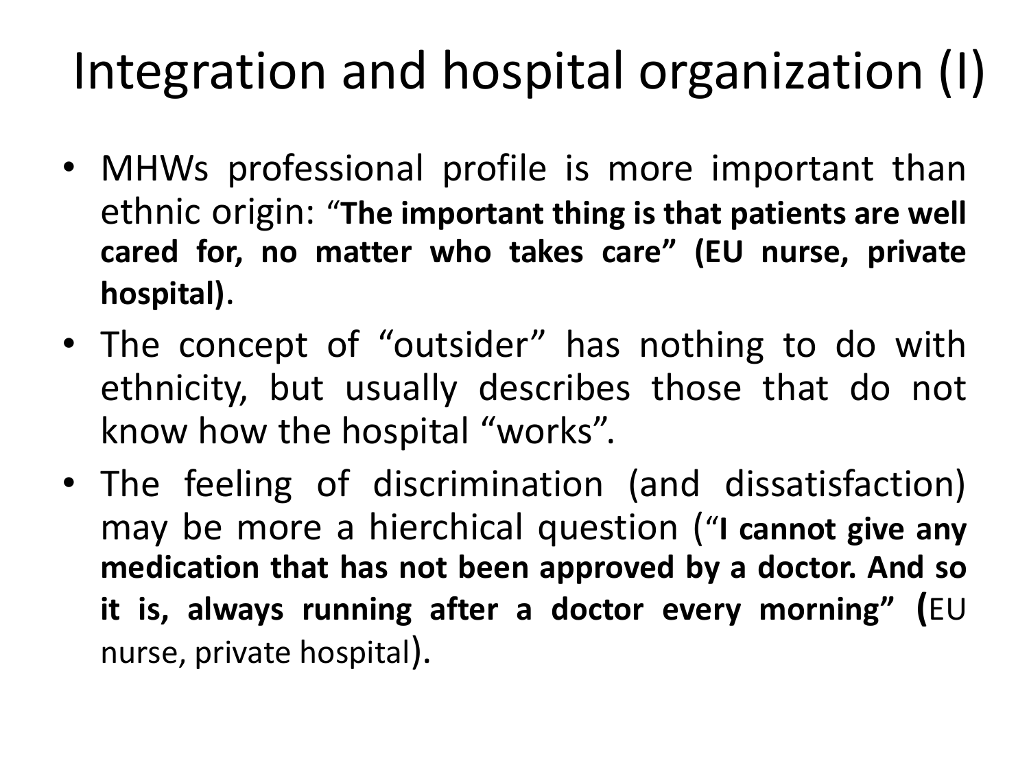# Integration and hospital organization (I)

- MHWs professional profile is more important than ethnic origin: "**The important thing is that patients are well cared for, no matter who takes care" (EU nurse, private hospital)**.
- The concept of "outsider" has nothing to do with ethnicity, but usually describes those that do not know how the hospital "works".
- The feeling of discrimination (and dissatisfaction) may be more a hierchical question ("**I cannot give any medication that has not been approved by a doctor. And so it is, always running after a doctor every morning" (**EU nurse, private hospital).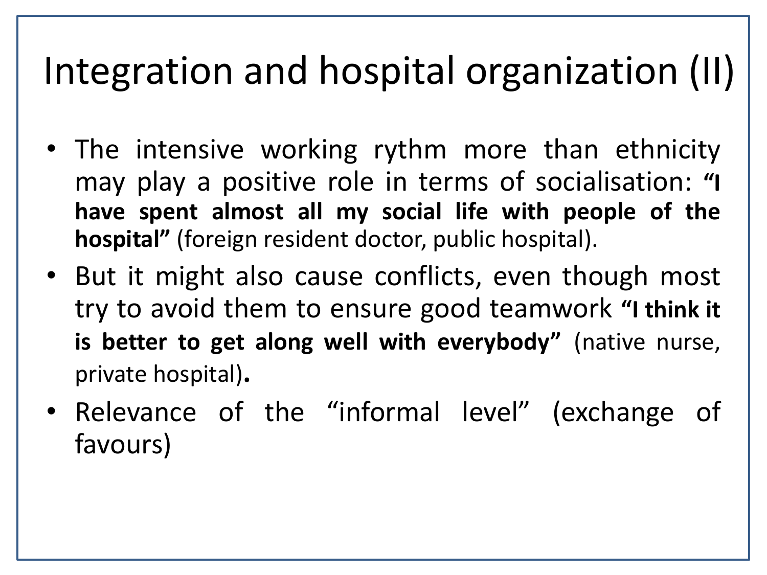# Integration and hospital organization (II)

- The intensive working rythm more than ethnicity may play a positive role in terms of socialisation: **"I have spent almost all my social life with people of the hospital"** (foreign resident doctor, public hospital).
- But it might also cause conflicts, even though most try to avoid them to ensure good teamwork **"I think it is better to get along well with everybody"** (native nurse, private hospital)**.**
- Relevance of the "informal level" (exchange of favours)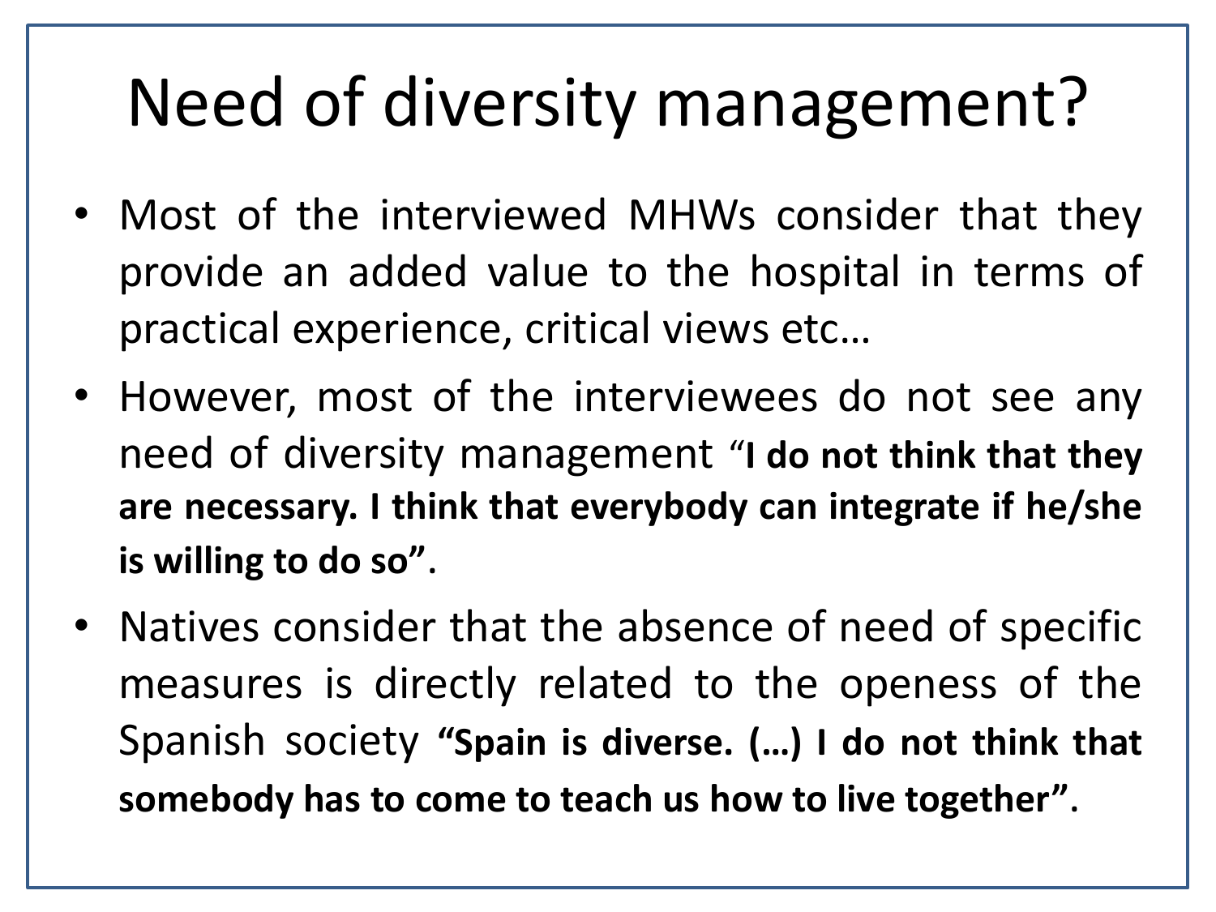# Need of diversity management?

- Most of the interviewed MHWs consider that they provide an added value to the hospital in terms of practical experience, critical views etc…
- However, most of the interviewees do not see any need of diversity management "**I do not think that they are necessary. I think that everybody can integrate if he/she is willing to do so**".
- Natives consider that the absence of need of specific measures is directly related to the openess of the Spanish society **"Spain is diverse. (…) I do not think that somebody has to come to teach us how to live together"**.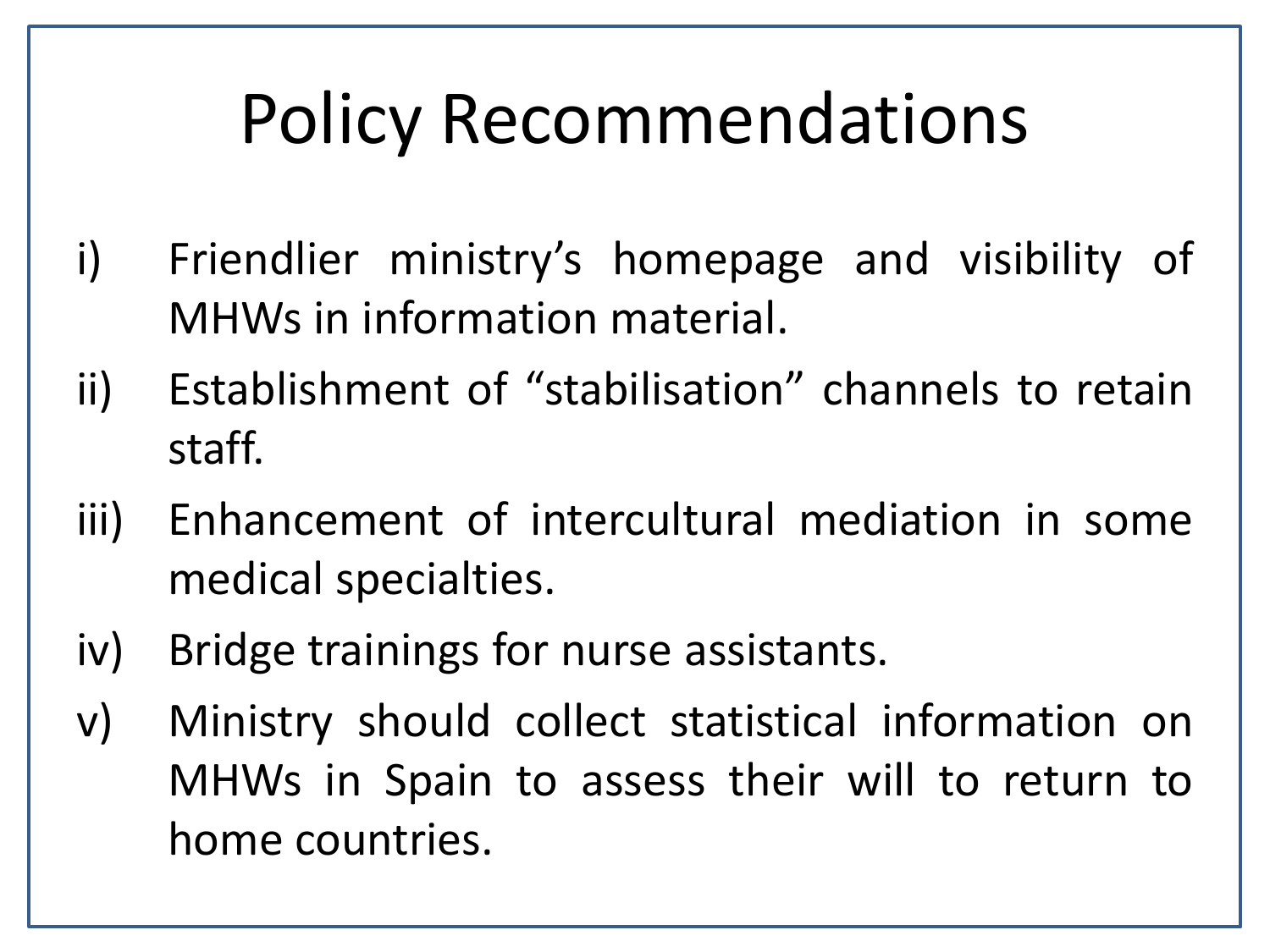# Policy Recommendations

i) Friendlier ministry's homepage and visibility of MHWs in information material.

ii) Establishment of "stabilisation" channels to retain staff.

iii) Enhancement of intercultural mediation in some medical specialties.

iv) Bridge trainings for nurse assistants.

v) Ministry should collect statistical information on MHWs in Spain to assess their will to return to home countries.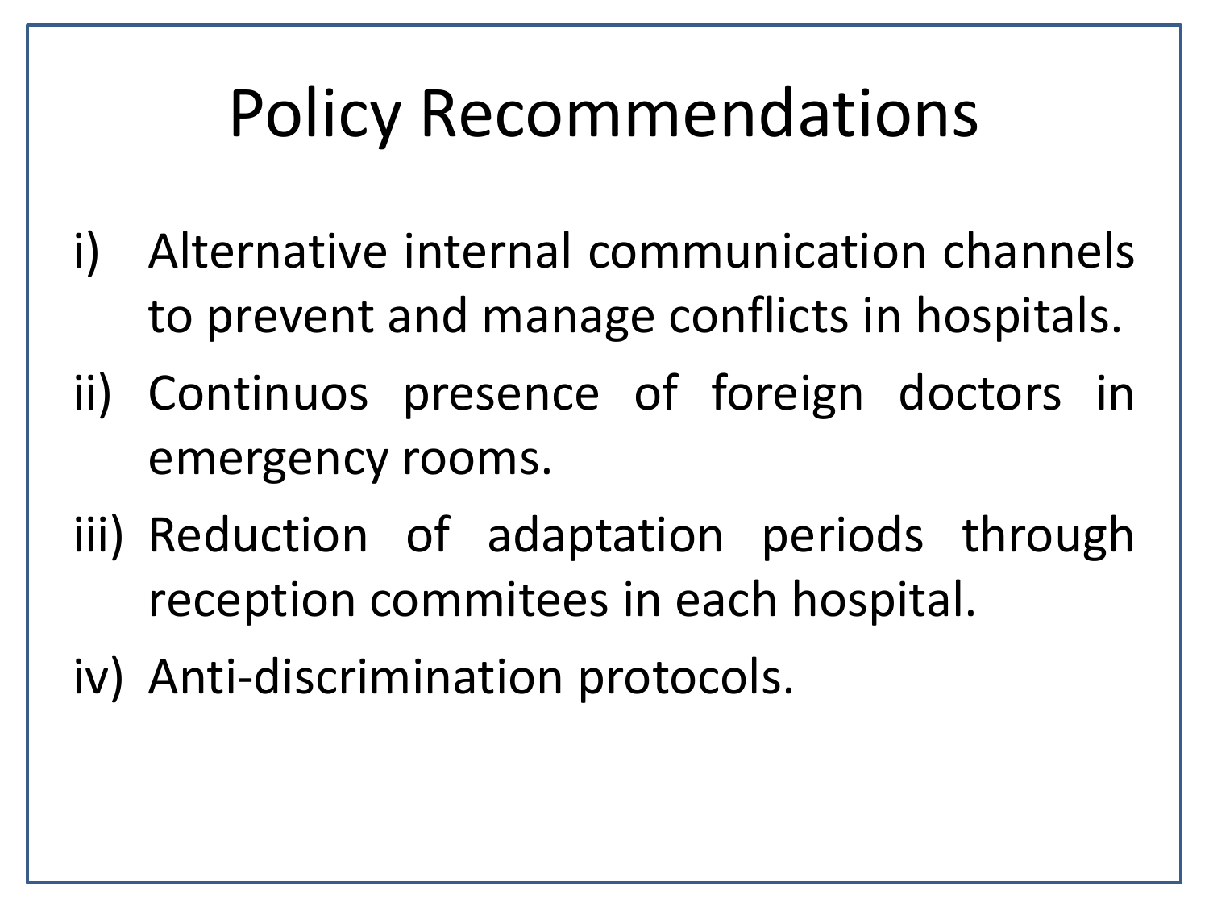# Policy Recommendations

i) Alternative internal communication channels to prevent and manage conflicts in hospitals.

ii) Continuos presence of foreign doctors in emergency rooms.

iii) Reduction of adaptation periods through reception commitees in each hospital.

iv) Anti-discrimination protocols.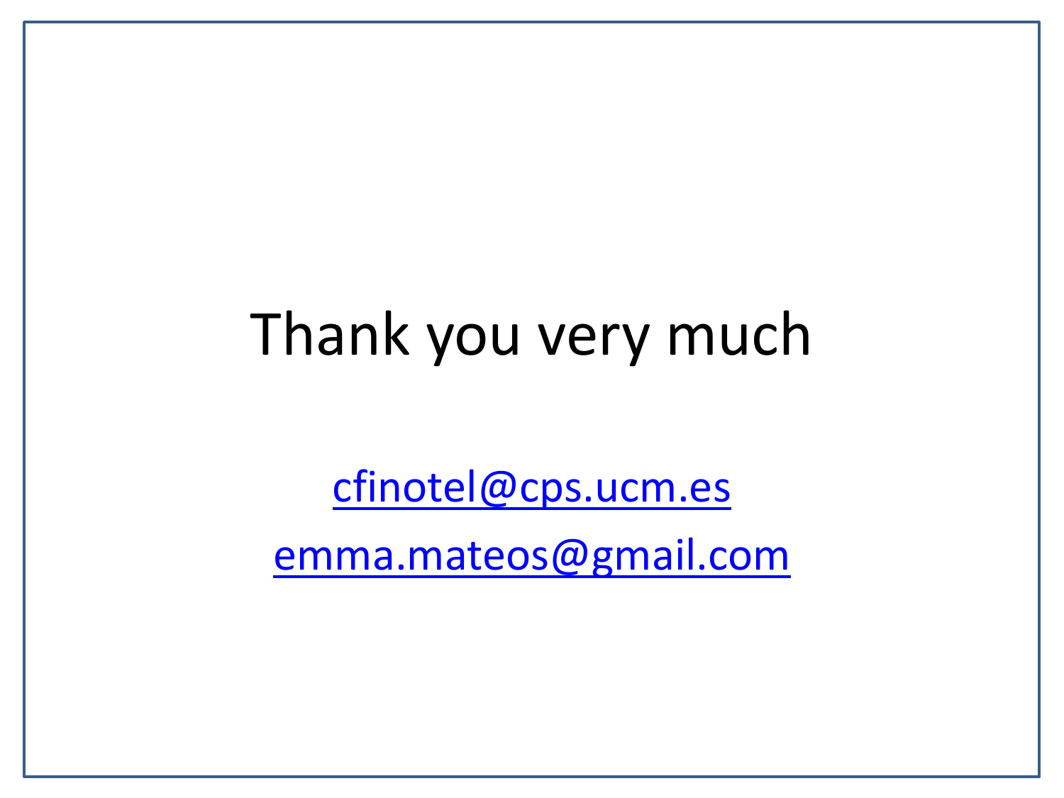Thank you very much

cfinotel@cps.ucm.es

emma.mateos@gmail.com